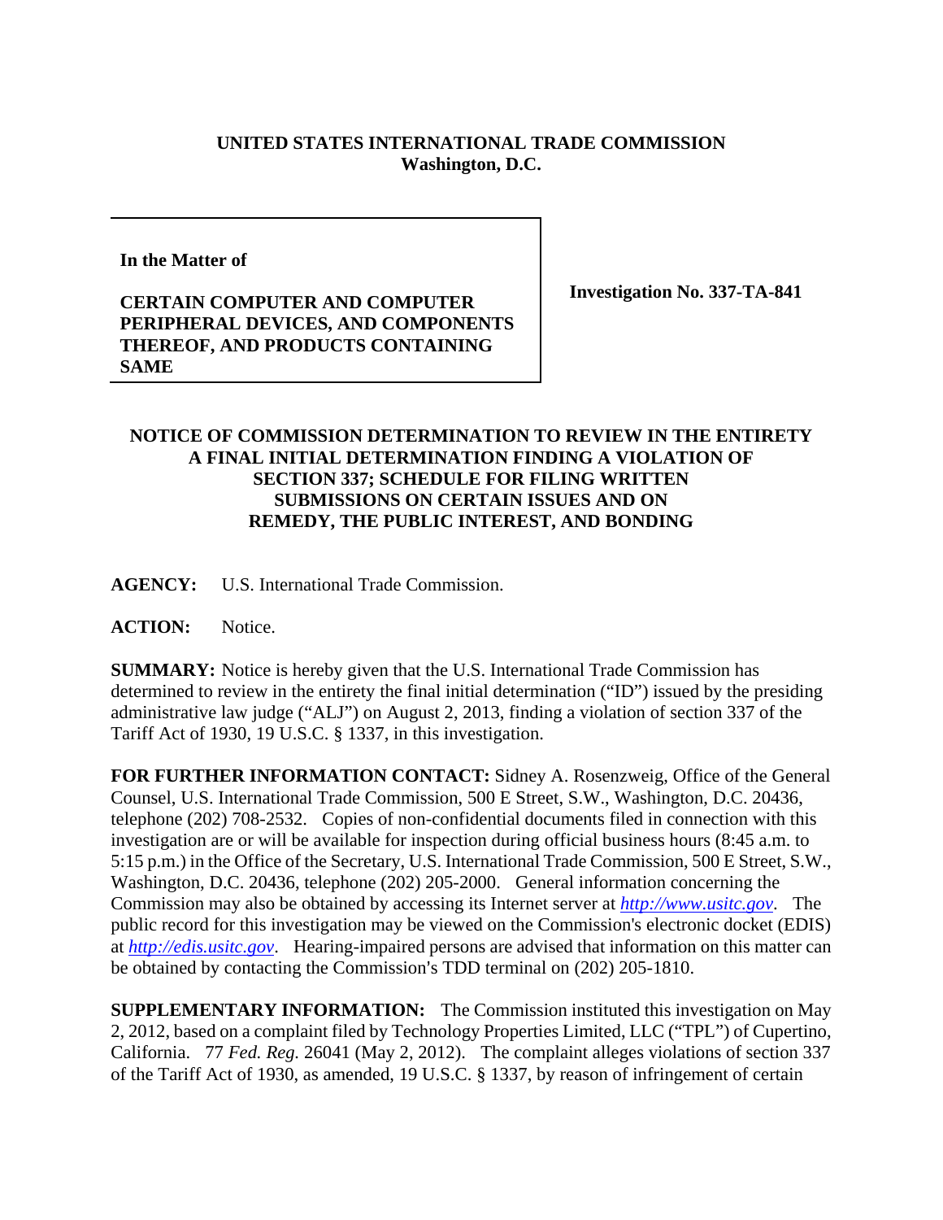**UNITED STATES INTERNATIONAL TRADE COMMISSION**
**Washington, D.C.**

| | |
|---|---|
| **In the Matter of**<br><br>**CERTAIN COMPUTER AND COMPUTER PERIPHERAL DEVICES, AND COMPONENTS THEREOF, AND PRODUCTS CONTAINING SAME** | **Investigation No. 337-TA-841** |

**NOTICE OF COMMISSION DETERMINATION TO REVIEW IN THE ENTIRETY A FINAL INITIAL DETERMINATION FINDING A VIOLATION OF SECTION 337; SCHEDULE FOR FILING WRITTEN SUBMISSIONS ON CERTAIN ISSUES AND ON REMEDY, THE PUBLIC INTEREST, AND BONDING**

**AGENCY:** U.S. International Trade Commission.

**ACTION:** Notice.

**SUMMARY:** Notice is hereby given that the U.S. International Trade Commission has determined to review in the entirety the final initial determination ("ID") issued by the presiding administrative law judge ("ALJ") on August 2, 2013, finding a violation of section 337 of the Tariff Act of 1930, 19 U.S.C. § 1337, in this investigation.

**FOR FURTHER INFORMATION CONTACT:** Sidney A. Rosenzweig, Office of the General Counsel, U.S. International Trade Commission, 500 E Street, S.W., Washington, D.C. 20436, telephone (202) 708-2532. Copies of non-confidential documents filed in connection with this investigation are or will be available for inspection during official business hours (8:45 a.m. to 5:15 p.m.) in the Office of the Secretary, U.S. International Trade Commission, 500 E Street, S.W., Washington, D.C. 20436, telephone (202) 205-2000. General information concerning the Commission may also be obtained by accessing its Internet server at *http://www.usitc.gov*. The public record for this investigation may be viewed on the Commission's electronic docket (EDIS) at *http://edis.usitc.gov*. Hearing-impaired persons are advised that information on this matter can be obtained by contacting the Commission's TDD terminal on (202) 205-1810.

**SUPPLEMENTARY INFORMATION:** The Commission instituted this investigation on May 2, 2012, based on a complaint filed by Technology Properties Limited, LLC ("TPL") of Cupertino, California. 77 *Fed. Reg.* 26041 (May 2, 2012). The complaint alleges violations of section 337 of the Tariff Act of 1930, as amended, 19 U.S.C. § 1337, by reason of infringement of certain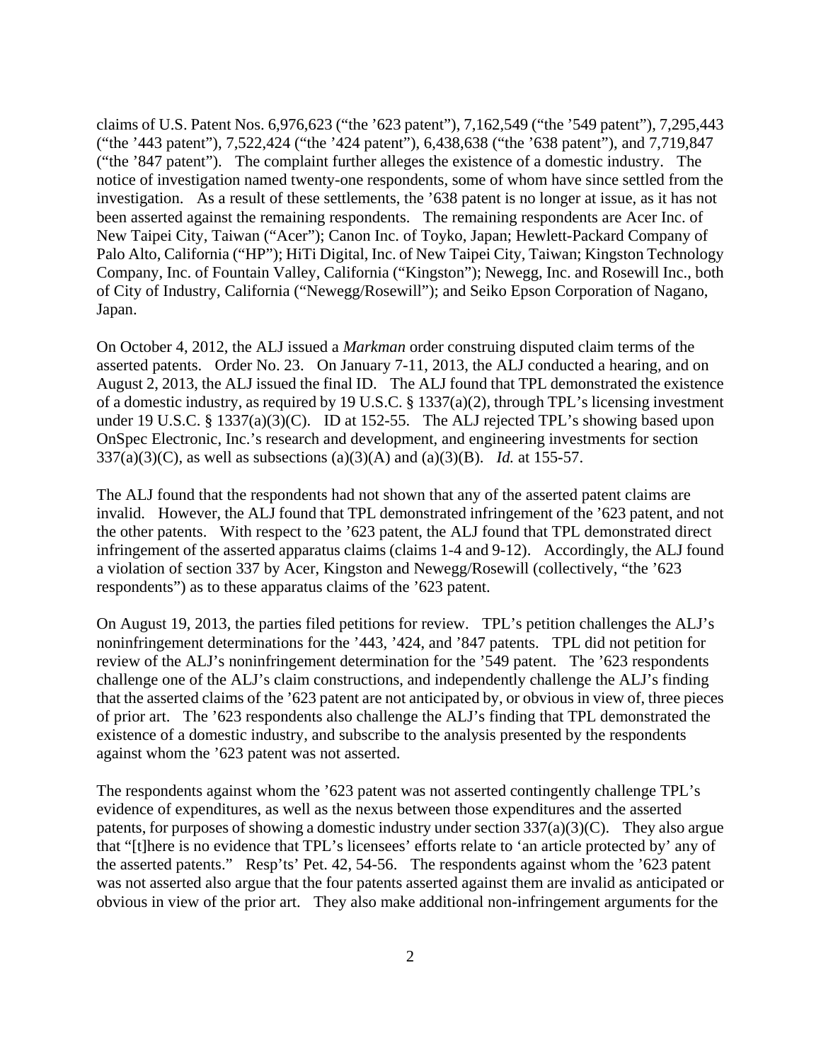claims of U.S. Patent Nos. 6,976,623 ("the '623 patent"), 7,162,549 ("the '549 patent"), 7,295,443 ("the '443 patent"), 7,522,424 ("the '424 patent"), 6,438,638 ("the '638 patent"), and 7,719,847 ("the '847 patent"). The complaint further alleges the existence of a domestic industry. The notice of investigation named twenty-one respondents, some of whom have since settled from the investigation. As a result of these settlements, the '638 patent is no longer at issue, as it has not been asserted against the remaining respondents. The remaining respondents are Acer Inc. of New Taipei City, Taiwan ("Acer"); Canon Inc. of Toyko, Japan; Hewlett-Packard Company of Palo Alto, California ("HP"); HiTi Digital, Inc. of New Taipei City, Taiwan; Kingston Technology Company, Inc. of Fountain Valley, California ("Kingston"); Newegg, Inc. and Rosewill Inc., both of City of Industry, California ("Newegg/Rosewill"); and Seiko Epson Corporation of Nagano, Japan.

On October 4, 2012, the ALJ issued a *Markman* order construing disputed claim terms of the asserted patents. Order No. 23. On January 7-11, 2013, the ALJ conducted a hearing, and on August 2, 2013, the ALJ issued the final ID. The ALJ found that TPL demonstrated the existence of a domestic industry, as required by 19 U.S.C. § 1337(a)(2), through TPL's licensing investment under 19 U.S.C. § 1337(a)(3)(C). ID at 152-55. The ALJ rejected TPL's showing based upon OnSpec Electronic, Inc.'s research and development, and engineering investments for section 337(a)(3)(C), as well as subsections (a)(3)(A) and (a)(3)(B). *Id.* at 155-57.

The ALJ found that the respondents had not shown that any of the asserted patent claims are invalid. However, the ALJ found that TPL demonstrated infringement of the '623 patent, and not the other patents. With respect to the '623 patent, the ALJ found that TPL demonstrated direct infringement of the asserted apparatus claims (claims 1-4 and 9-12). Accordingly, the ALJ found a violation of section 337 by Acer, Kingston and Newegg/Rosewill (collectively, "the '623 respondents") as to these apparatus claims of the '623 patent.

On August 19, 2013, the parties filed petitions for review. TPL's petition challenges the ALJ's noninfringement determinations for the '443, '424, and '847 patents. TPL did not petition for review of the ALJ's noninfringement determination for the '549 patent. The '623 respondents challenge one of the ALJ's claim constructions, and independently challenge the ALJ's finding that the asserted claims of the '623 patent are not anticipated by, or obvious in view of, three pieces of prior art. The '623 respondents also challenge the ALJ's finding that TPL demonstrated the existence of a domestic industry, and subscribe to the analysis presented by the respondents against whom the '623 patent was not asserted.

The respondents against whom the '623 patent was not asserted contingently challenge TPL's evidence of expenditures, as well as the nexus between those expenditures and the asserted patents, for purposes of showing a domestic industry under section 337(a)(3)(C). They also argue that "[t]here is no evidence that TPL's licensees' efforts relate to 'an article protected by' any of the asserted patents." Resp'ts' Pet. 42, 54-56. The respondents against whom the '623 patent was not asserted also argue that the four patents asserted against them are invalid as anticipated or obvious in view of the prior art. They also make additional non-infringement arguments for the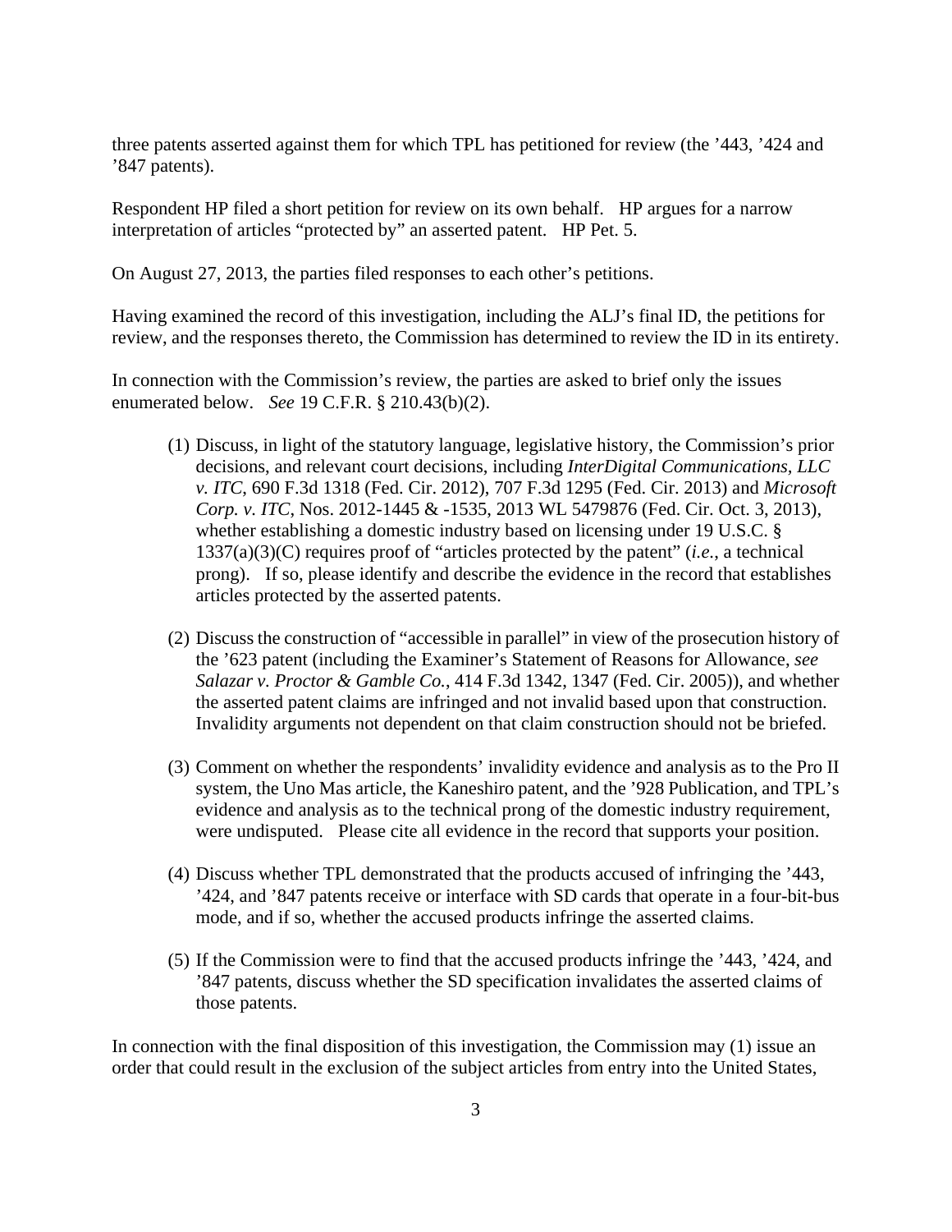three patents asserted against them for which TPL has petitioned for review (the '443, '424 and '847 patents).

Respondent HP filed a short petition for review on its own behalf. HP argues for a narrow interpretation of articles "protected by" an asserted patent. HP Pet. 5.

On August 27, 2013, the parties filed responses to each other's petitions.

Having examined the record of this investigation, including the ALJ's final ID, the petitions for review, and the responses thereto, the Commission has determined to review the ID in its entirety.

In connection with the Commission's review, the parties are asked to brief only the issues enumerated below. *See* 19 C.F.R. § 210.43(b)(2).

(1) Discuss, in light of the statutory language, legislative history, the Commission's prior decisions, and relevant court decisions, including *InterDigital Communications, LLC v. ITC*, 690 F.3d 1318 (Fed. Cir. 2012), 707 F.3d 1295 (Fed. Cir. 2013) and *Microsoft Corp. v. ITC*, Nos. 2012-1445 & -1535, 2013 WL 5479876 (Fed. Cir. Oct. 3, 2013), whether establishing a domestic industry based on licensing under 19 U.S.C. § 1337(a)(3)(C) requires proof of "articles protected by the patent" (*i.e.*, a technical prong). If so, please identify and describe the evidence in the record that establishes articles protected by the asserted patents.

(2) Discuss the construction of "accessible in parallel" in view of the prosecution history of the '623 patent (including the Examiner's Statement of Reasons for Allowance, *see Salazar v. Proctor & Gamble Co.*, 414 F.3d 1342, 1347 (Fed. Cir. 2005)), and whether the asserted patent claims are infringed and not invalid based upon that construction. Invalidity arguments not dependent on that claim construction should not be briefed.

(3) Comment on whether the respondents' invalidity evidence and analysis as to the Pro II system, the Uno Mas article, the Kaneshiro patent, and the '928 Publication, and TPL's evidence and analysis as to the technical prong of the domestic industry requirement, were undisputed. Please cite all evidence in the record that supports your position.

(4) Discuss whether TPL demonstrated that the products accused of infringing the '443, '424, and '847 patents receive or interface with SD cards that operate in a four-bit-bus mode, and if so, whether the accused products infringe the asserted claims.

(5) If the Commission were to find that the accused products infringe the '443, '424, and '847 patents, discuss whether the SD specification invalidates the asserted claims of those patents.

In connection with the final disposition of this investigation, the Commission may (1) issue an order that could result in the exclusion of the subject articles from entry into the United States,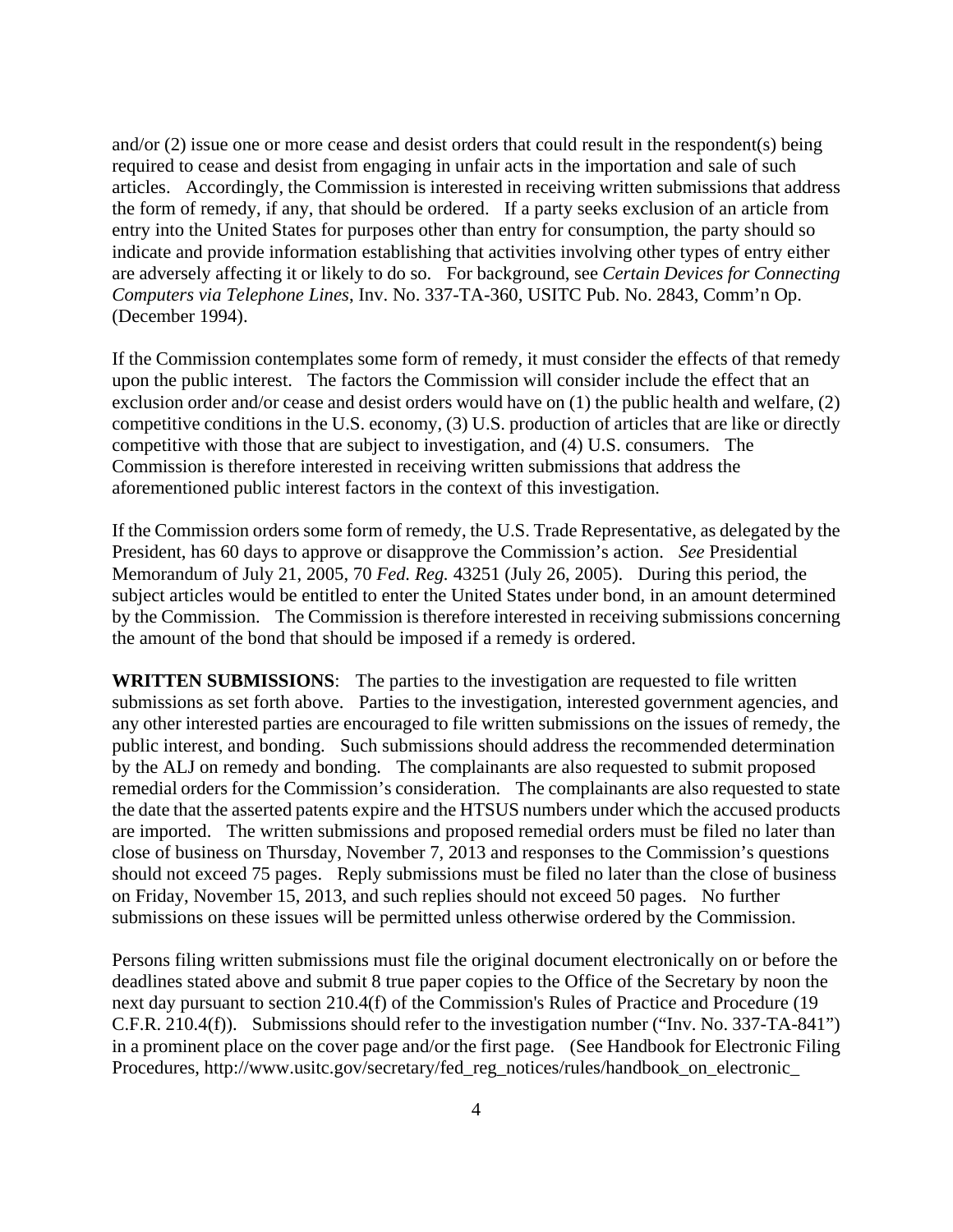and/or (2) issue one or more cease and desist orders that could result in the respondent(s) being required to cease and desist from engaging in unfair acts in the importation and sale of such articles. Accordingly, the Commission is interested in receiving written submissions that address the form of remedy, if any, that should be ordered. If a party seeks exclusion of an article from entry into the United States for purposes other than entry for consumption, the party should so indicate and provide information establishing that activities involving other types of entry either are adversely affecting it or likely to do so. For background, see *Certain Devices for Connecting Computers via Telephone Lines*, Inv. No. 337-TA-360, USITC Pub. No. 2843, Comm'n Op. (December 1994).

If the Commission contemplates some form of remedy, it must consider the effects of that remedy upon the public interest. The factors the Commission will consider include the effect that an exclusion order and/or cease and desist orders would have on (1) the public health and welfare, (2) competitive conditions in the U.S. economy, (3) U.S. production of articles that are like or directly competitive with those that are subject to investigation, and (4) U.S. consumers. The Commission is therefore interested in receiving written submissions that address the aforementioned public interest factors in the context of this investigation.

If the Commission orders some form of remedy, the U.S. Trade Representative, as delegated by the President, has 60 days to approve or disapprove the Commission's action. *See* Presidential Memorandum of July 21, 2005, 70 *Fed. Reg.* 43251 (July 26, 2005). During this period, the subject articles would be entitled to enter the United States under bond, in an amount determined by the Commission. The Commission is therefore interested in receiving submissions concerning the amount of the bond that should be imposed if a remedy is ordered.

**WRITTEN SUBMISSIONS**: The parties to the investigation are requested to file written submissions as set forth above. Parties to the investigation, interested government agencies, and any other interested parties are encouraged to file written submissions on the issues of remedy, the public interest, and bonding. Such submissions should address the recommended determination by the ALJ on remedy and bonding. The complainants are also requested to submit proposed remedial orders for the Commission's consideration. The complainants are also requested to state the date that the asserted patents expire and the HTSUS numbers under which the accused products are imported. The written submissions and proposed remedial orders must be filed no later than close of business on Thursday, November 7, 2013 and responses to the Commission's questions should not exceed 75 pages. Reply submissions must be filed no later than the close of business on Friday, November 15, 2013, and such replies should not exceed 50 pages. No further submissions on these issues will be permitted unless otherwise ordered by the Commission.

Persons filing written submissions must file the original document electronically on or before the deadlines stated above and submit 8 true paper copies to the Office of the Secretary by noon the next day pursuant to section 210.4(f) of the Commission's Rules of Practice and Procedure (19 C.F.R. 210.4(f)). Submissions should refer to the investigation number ("Inv. No. 337-TA-841") in a prominent place on the cover page and/or the first page. (See Handbook for Electronic Filing Procedures, http://www.usitc.gov/secretary/fed_reg_notices/rules/handbook_on_electronic_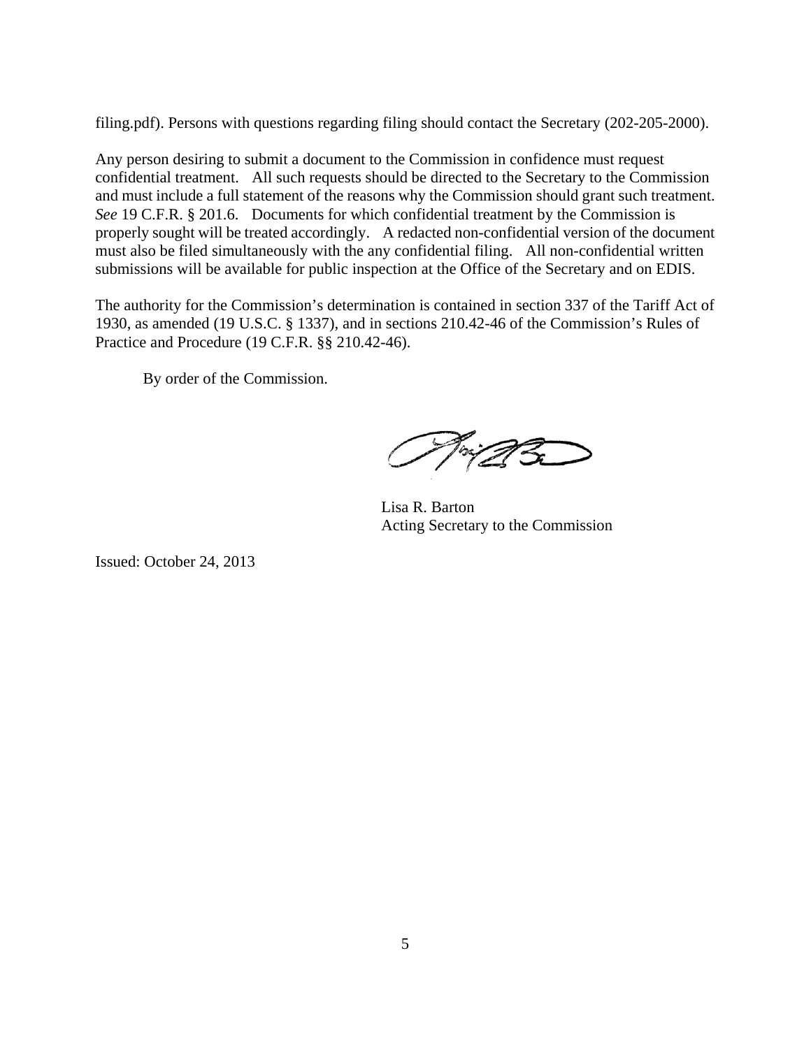filing.pdf). Persons with questions regarding filing should contact the Secretary (202-205-2000).

Any person desiring to submit a document to the Commission in confidence must request confidential treatment. All such requests should be directed to the Secretary to the Commission and must include a full statement of the reasons why the Commission should grant such treatment. *See* 19 C.F.R. § 201.6. Documents for which confidential treatment by the Commission is properly sought will be treated accordingly. A redacted non-confidential version of the document must also be filed simultaneously with the any confidential filing. All non-confidential written submissions will be available for public inspection at the Office of the Secretary and on EDIS.

The authority for the Commission's determination is contained in section 337 of the Tariff Act of 1930, as amended (19 U.S.C. § 1337), and in sections 210.42-46 of the Commission's Rules of Practice and Procedure (19 C.F.R. §§ 210.42-46).

By order of the Commission.

Lisa R. Barton
Acting Secretary to the Commission

Issued: October 24, 2013